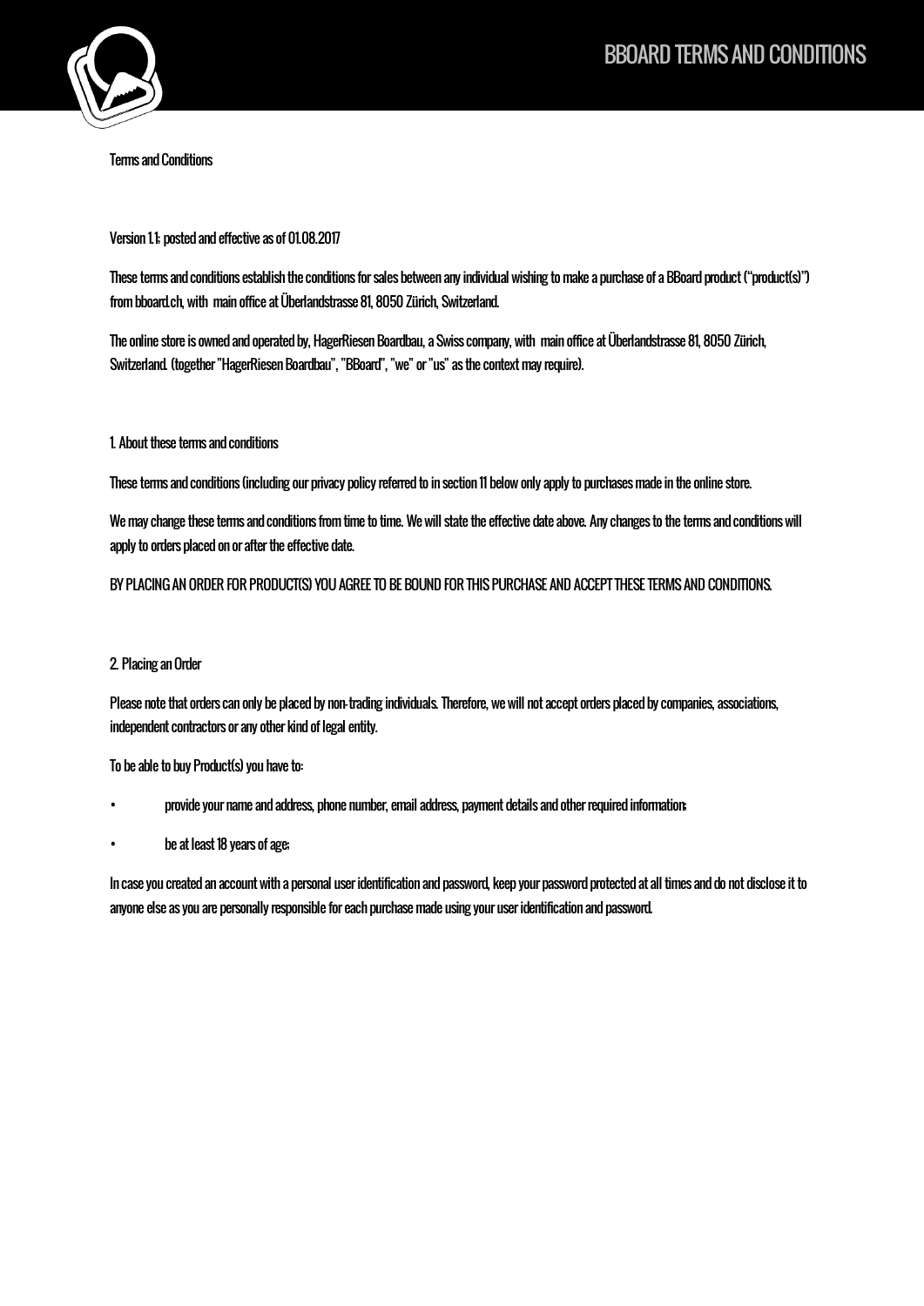Terms and Conditions

Version 1.1: posted and effective as of 01.08.2017

These terms and conditions establish the conditions for sales between any individual wishing to make a purchase of a BBoard product ("product(s)") from bboard.ch, with main office at Überlandstrasse 81, 8050 Zürich, Switzerland.

The online store is owned and operated by, HagerRiesen Boardbau, a Swiss company, with main office at Überlandstrasse 81, 8050 Zürich, Switzerland. (together "HagerRiesen Boardbau", "BBoard", "we" or "us" as the context may require).

## 1. About these terms and conditions

These terms and conditions (including our privacy policy referred to in section 11 below only apply to purchases made in the online store.

We may change these terms and conditions from time to time. We will state the effective date above. Any changes to the terms and conditions will apply to orders placed on or after the effective date.

BY PLACING AN ORDER FOR PRODUCT(S) YOU AGREE TO BE BOUND FOR THIS PURCHASE AND ACCEPT THESE TERMS AND CONDITIONS.

## 2. Placing an Order

Please note that orders can only be placed by non-trading individuals. Therefore, we will not accept orders placed by companies, associations, independent contractors or any other kind of legal entity.

To be able to buy Product(s) you have to:

- provide your name and address, phone number, email address, payment details and other required information;
- be at least 18 years of age;

In case you created an account with a personal user identification and password, keep your password protected at all times and do not disclose it to anyone else as you are personally responsible for each purchase made using your user identification and password.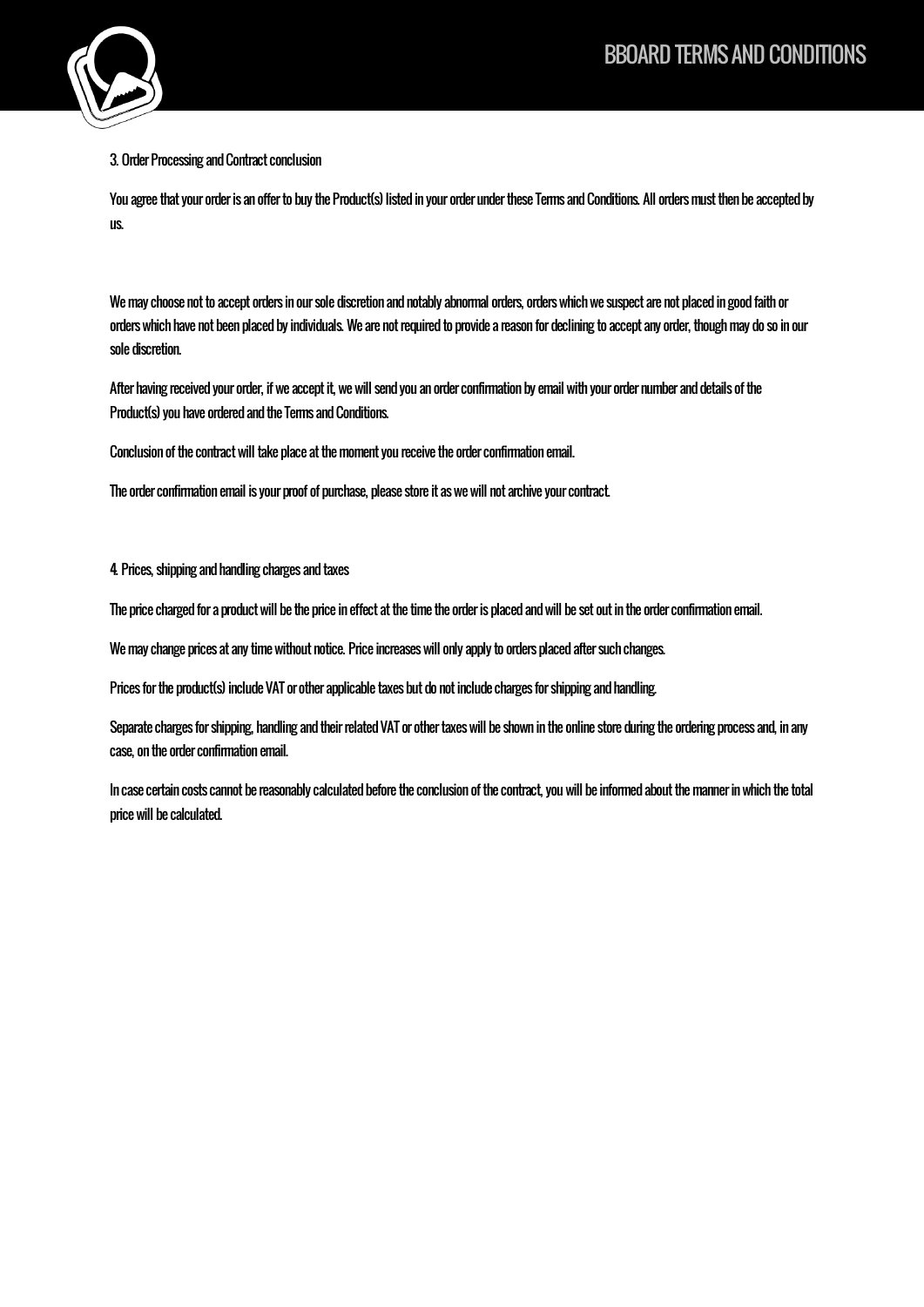## 3. Order Processing and Contract conclusion

You agree that your order is an offer to buy the Product(s) listed in your order under these Terms and Conditions. All orders must then be accepted by us.

We may choose not to accept orders in our sole discretion and notably abnormal orders, orders which we suspect are not placed in good faith or orders which have not been placed by individuals. We are not required to provide a reason for declining to accept any order, though may do so in our sole discretion.

After having received your order, if we accept it, we will send you an order confirmation by email with your order number and details of the Product(s) you have ordered and the Terms and Conditions.

Conclusion of the contract will take place at the moment you receive the order confirmation email.

The order confirmation email is your proof of purchase, please store it as we will not archive your contract.

## 4. Prices, shipping and handling charges and taxes

The price charged for a product will be the price in effect at the time the order is placed and will be set out in the order confirmation email.

We may change prices at any time without notice. Price increases will only apply to orders placed after such changes.

Prices for the product(s) include VAT or other applicable taxes but do not include charges for shipping and handling.

Separate charges for shipping, handling and their related VAT or other taxes will be shown in the online store during the ordering process and, in any case, on the order confirmation email.

In case certain costs cannot be reasonably calculated before the conclusion of the contract, you will be informed about the manner in which the total price will be calculated.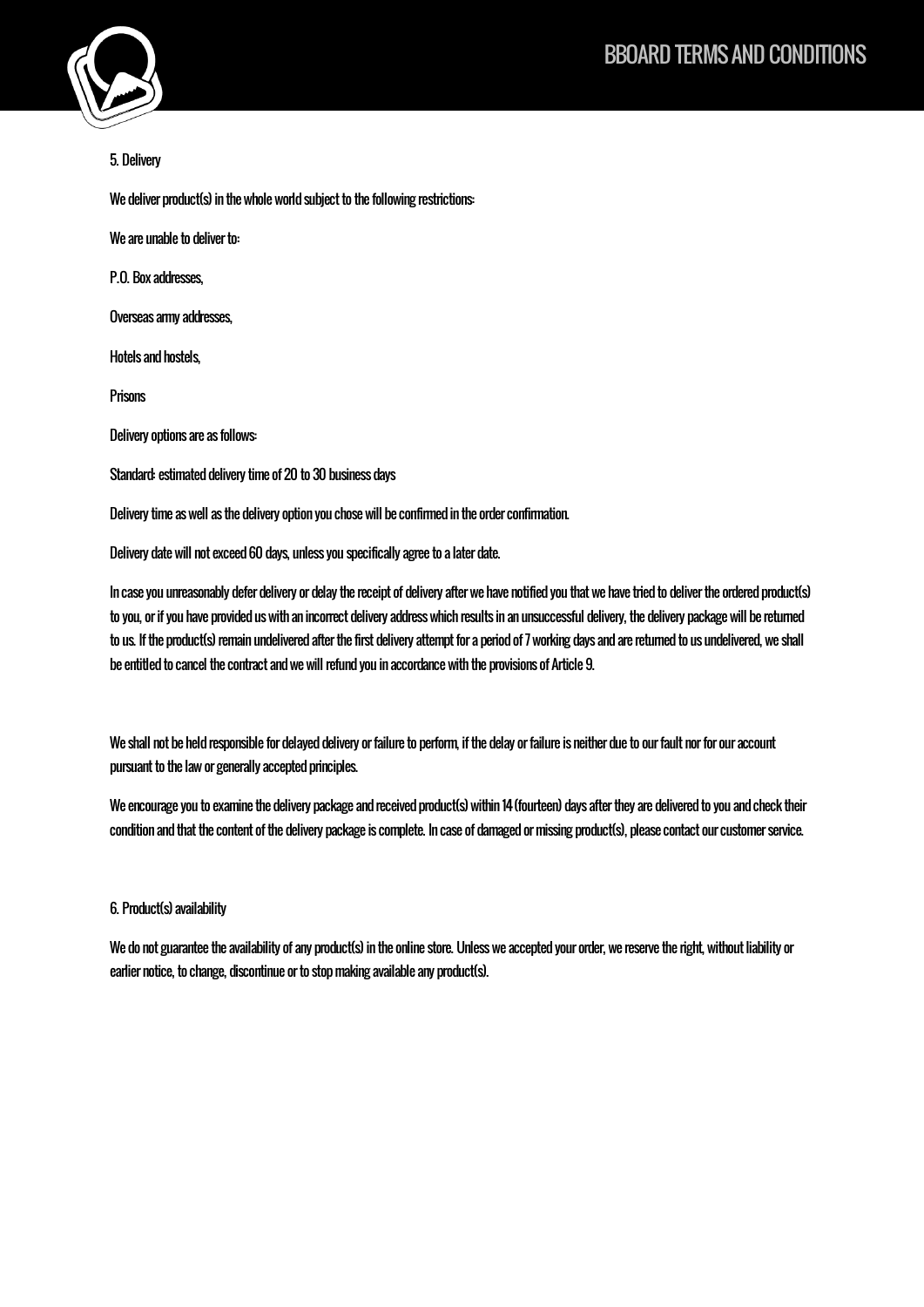## 5. Delivery

We deliver product(s) in the whole world subject to the following restrictions:

We are unable to deliver to:

P.O. Box addresses,

Overseas army addresses,

Hotels and hostels,

Prisons

Delivery options are as follows:

Standard: estimated delivery time of 20 to 30 business days

Delivery time as well as the delivery option you chose will be confirmed in the order confirmation.

Delivery date will not exceed 60 days, unless you specifically agree to a later date.

In case you unreasonably defer delivery or delay the receipt of delivery after we have notified you that we have tried to deliver the ordered product(s) to you, or if you have provided us with an incorrect delivery address which results in an unsuccessful delivery, the delivery package will be returned to us. If the product(s) remain undelivered after the first delivery attempt for a period of 7 working days and are returned to us undelivered, we shall be entitled to cancel the contract and we will refund you in accordance with the provisions of Article 9.

We shall not be held responsible for delayed delivery or failure to perform, if the delay or failure is neither due to our fault nor for our account pursuant to the law or generally accepted principles.

We encourage you to examine the delivery package and received product(s) within 14 (fourteen) days after they are delivered to you and check their condition and that the content of the delivery package is complete. In case of damaged or missing product(s), please contact our customer service.

## 6. Product(s) availability

We do not guarantee the availability of any product(s) in the online store. Unless we accepted your order, we reserve the right, without liability or earlier notice, to change, discontinue or to stop making available any product(s).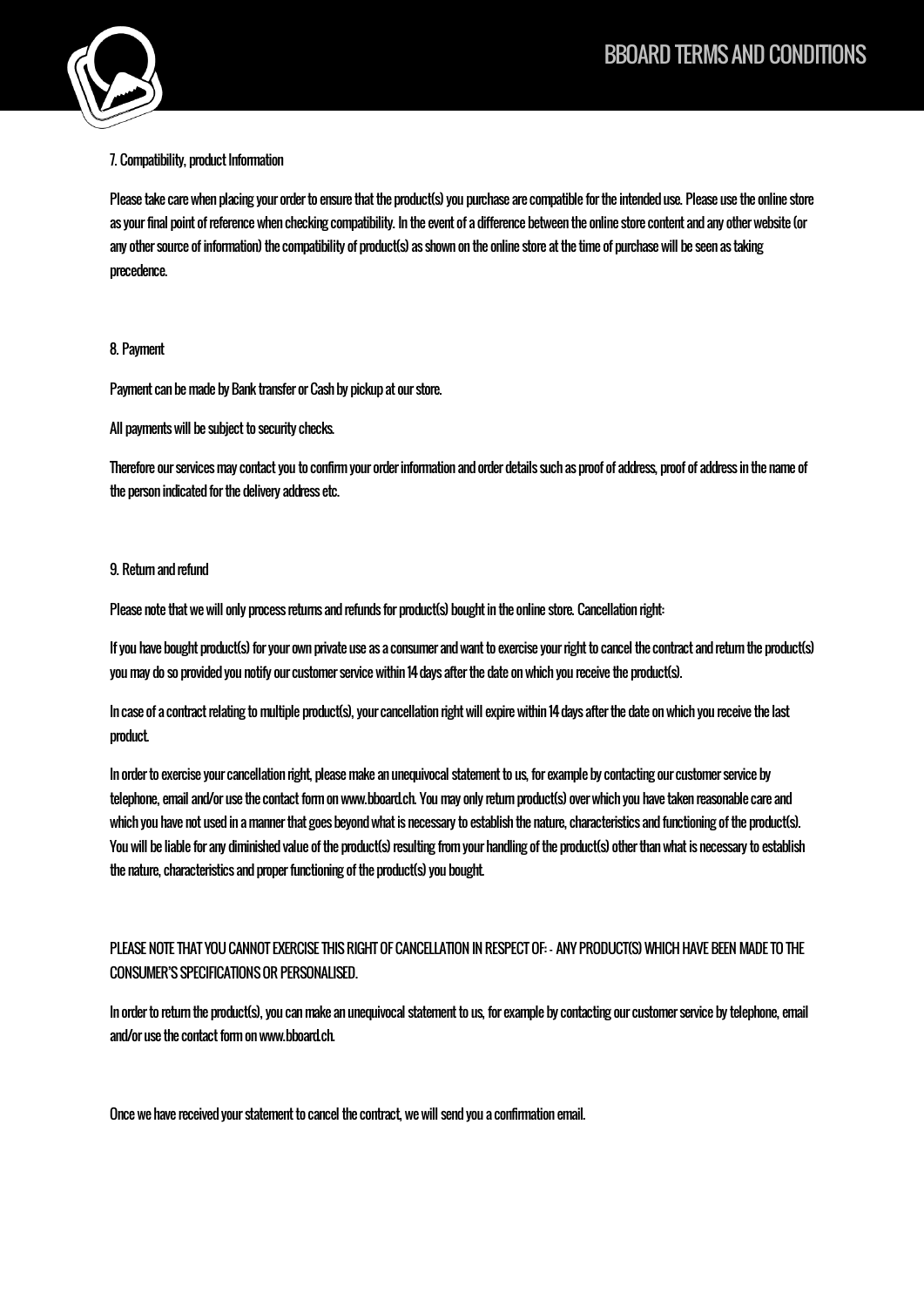## 7. Compatibility, product Information

Please take care when placing your order to ensure that the product(s) you purchase are compatible for the intended use. Please use the online store as your final point of reference when checking compatibility. In the event of a difference between the online store content and any other website (or any other source of information) the compatibility of product(s) as shown on the online store at the time of purchase will be seen as taking precedence.

## 8. Payment

Payment can be made by Bank transfer or Cash by pickup at our store.

All payments will be subject to security checks.

Therefore our services may contact you to confirm your order information and order details such as proof of address, proof of address in the name of the person indicated for the delivery address etc.

## 9. Return and refund

Please note that we will only process returns and refunds for product(s) bought in the online store. Cancellation right:

If you have bought product(s) for your own private use as a consumer and want to exercise your right to cancel the contract and return the product(s) you may do so provided you notify our customer service within 14 days after the date on which you receive the product(s).

In case of a contract relating to multiple product(s), your cancellation right will expire within 14 days after the date on which you receive the last product.

In order to exercise your cancellation right, please make an unequivocal statement to us, for example by contacting our customer service by telephone, email and/or use the contact form on www.bboard.ch. You may only return product(s) over which you have taken reasonable care and which you have not used in a manner that goes beyond what is necessary to establish the nature, characteristics and functioning of the product(s). You will be liable for any diminished value of the product(s) resulting from your handling of the product(s) other than what is necessary to establish the nature, characteristics and proper functioning of the product(s) you bought.

PLEASE NOTE THAT YOU CANNOT EXERCISE THIS RIGHT OF CANCELLATION IN RESPECT OF: - ANY PRODUCT(S) WHICH HAVE BEEN MADE TO THE CONSUMER'S SPECIFICATIONS OR PERSONALISED.

In order to return the product(s), you can make an unequivocal statement to us, for example by contacting our customer service by telephone, email and/or use the contact form on www.bboard.ch.

Once we have received your statement to cancel the contract, we will send you a confirmation email.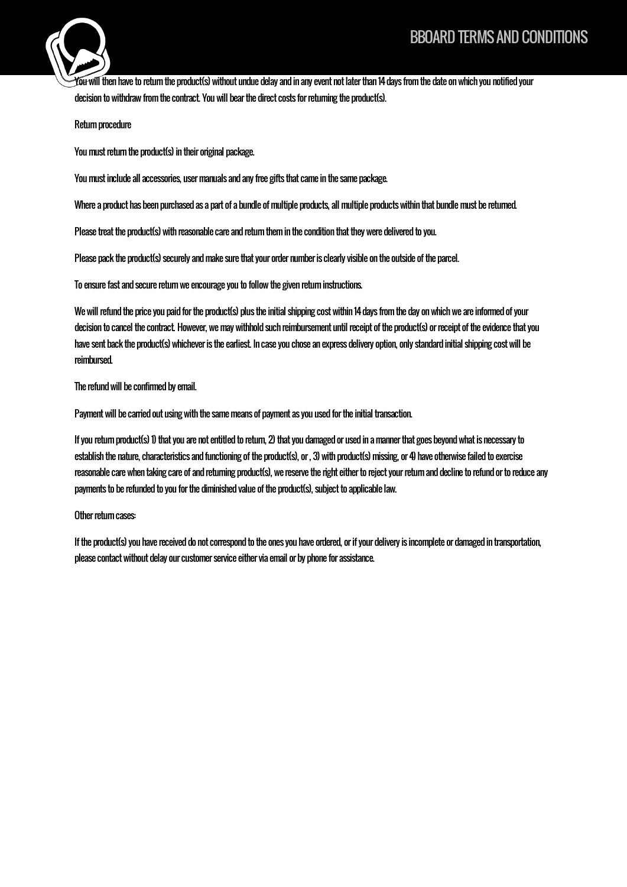You will then have to return the product(s) without undue delay and in any event not later than 14 days from the date on which you notified your decision to withdraw from the contract. You will bear the direct costs for returning the product(s).

Return procedure

You must return the product(s) in their original package.

You must include all accessories, user manuals and any free gifts that came in the same package.

Where a product has been purchased as a part of a bundle of multiple products, all multiple products within that bundle must be returned.

Please treat the product(s) with reasonable care and return them in the condition that they were delivered to you.

Please pack the product(s) securely and make sure that your order number is clearly visible on the outside of the parcel.

To ensure fast and secure return we encourage you to follow the given return instructions.

We will refund the price you paid for the product(s) plus the initial shipping cost within 14 days from the day on which we are informed of your decision to cancel the contract. However, we may withhold such reimbursement until receipt of the product(s) or receipt of the evidence that you have sent back the product(s) whichever is the earliest. In case you chose an express delivery option, only standard initial shipping cost will be reimbursed.

The refund will be confirmed by email.

Payment will be carried out using with the same means of payment as you used for the initial transaction.

If you return product(s) 1) that you are not entitled to return, 2) that you damaged or used in a manner that goes beyond what is necessary to establish the nature, characteristics and functioning of the product(s), or , 3) with product(s) missing, or 4) have otherwise failed to exercise reasonable care when taking care of and returning product(s), we reserve the right either to reject your return and decline to refund or to reduce any payments to be refunded to you for the diminished value of the product(s), subject to applicable law.

Other return cases:

If the product(s) you have received do not correspond to the ones you have ordered, or if your delivery is incomplete or damaged in transportation, please contact without delay our customer service either via email or by phone for assistance.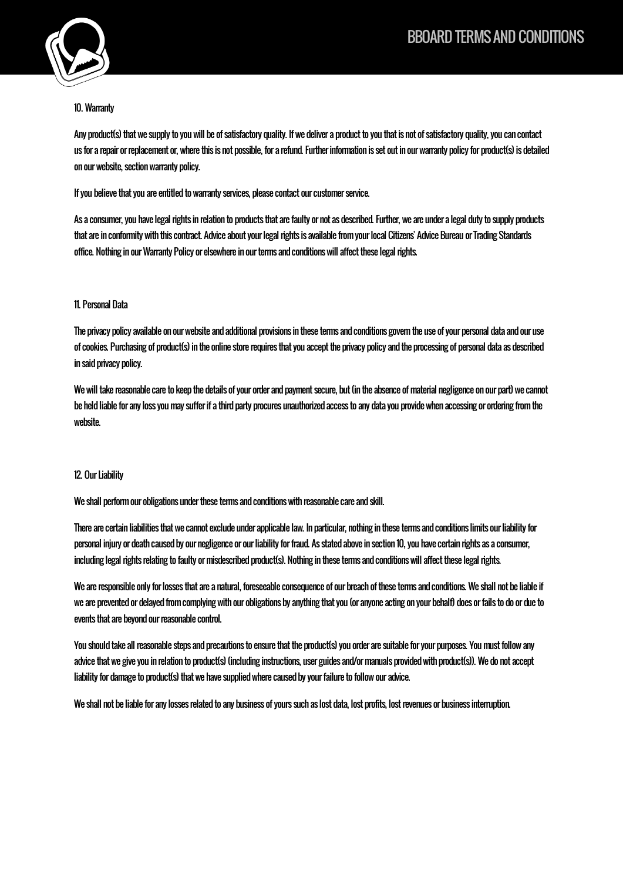## 10. Warranty

Any product(s) that we supply to you will be of satisfactory quality. If we deliver a product to you that is not of satisfactory quality, you can contact us for a repair or replacement or, where this is not possible, for a refund. Further information is set out in our warranty policy for product(s) is detailed on our website, section warranty policy.

If you believe that you are entitled to warranty services, please contact our customer service.

As a consumer, you have legal rights in relation to products that are faulty or not as described. Further, we are under a legal duty to supply products that are in conformity with this contract. Advice about your legal rights is available from your local Citizens' Advice Bureau or Trading Standards office. Nothing in our Warranty Policy or elsewhere in our terms and conditions will affect these legal rights.

## 11. Personal Data

The privacy policy available on our website and additional provisions in these terms and conditions govern the use of your personal data and our use of cookies. Purchasing of product(s) in the online store requires that you accept the privacy policy and the processing of personal data as described in said privacy policy.

We will take reasonable care to keep the details of your order and payment secure, but (in the absence of material negligence on our part) we cannot be held liable for any loss you may suffer if a third party procures unauthorized access to any data you provide when accessing or ordering from the website.

## 12. Our Liability

We shall perform our obligations under these terms and conditions with reasonable care and skill.

There are certain liabilities that we cannot exclude under applicable law. In particular, nothing in these terms and conditions limits our liability for personal injury or death caused by our negligence or our liability for fraud. As stated above in section 10, you have certain rights as a consumer, including legal rights relating to faulty or misdescribed product(s). Nothing in these terms and conditions will affect these legal rights.

We are responsible only for losses that are a natural, foreseeable consequence of our breach of these terms and conditions. We shall not be liable if we are prevented or delayed from complying with our obligations by anything that you (or anyone acting on your behalf) does or fails to do or due to events that are beyond our reasonable control.

You should take all reasonable steps and precautions to ensure that the product(s) you order are suitable for your purposes. You must follow any advice that we give you in relation to product(s) (including instructions, user guides and/or manuals provided with product(s)). We do not accept liability for damage to product(s) that we have supplied where caused by your failure to follow our advice.

We shall not be liable for any losses related to any business of yours such as lost data, lost profits, lost revenues or business interruption.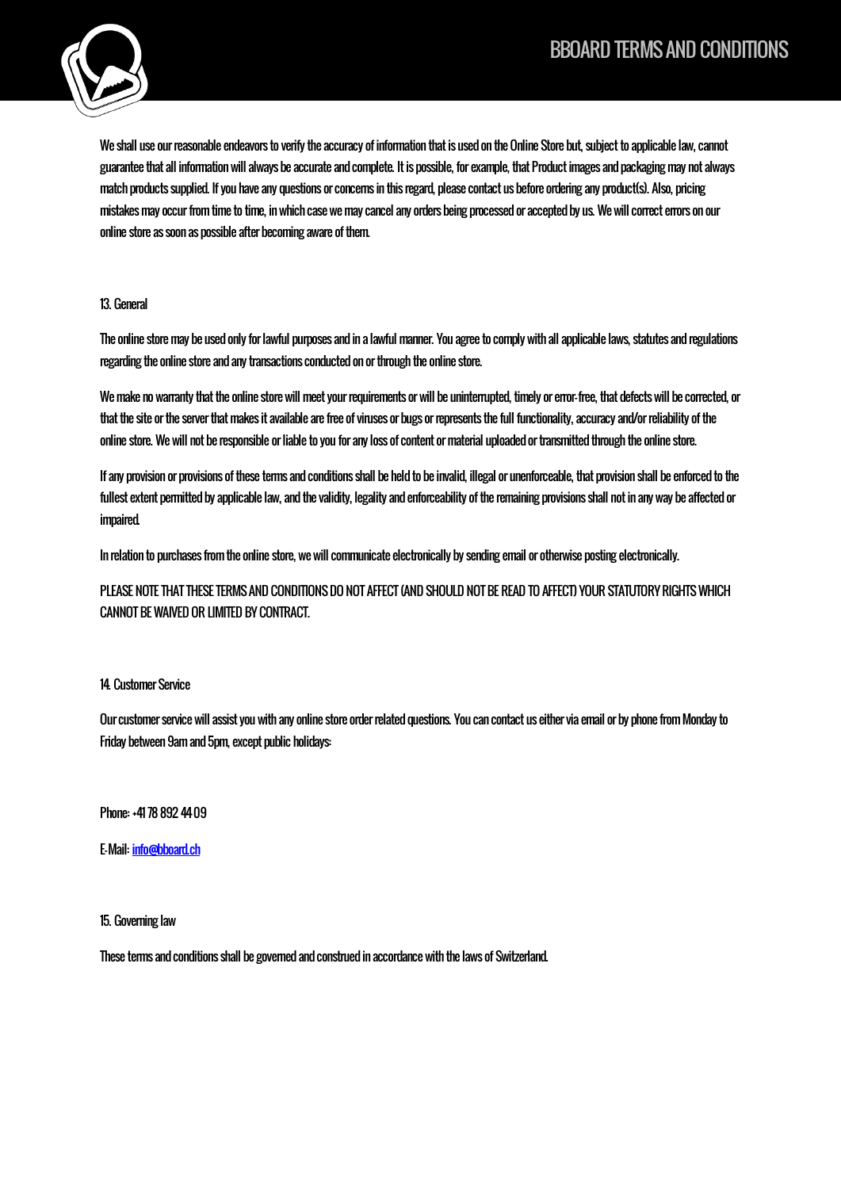We shall use our reasonable endeavors to verify the accuracy of information that is used on the Online Store but, subject to applicable law, cannot guarantee that all information will always be accurate and complete. It is possible, for example, that Product images and packaging may not always match products supplied. If you have any questions or concerns in this regard, please contact us before ordering any product(s). Also, pricing mistakes may occur from time to time, in which case we may cancel any orders being processed or accepted by us. We will correct errors on our online store as soon as possible after becoming aware of them.

## 13. General

The online store may be used only for lawful purposes and in a lawful manner. You agree to comply with all applicable laws, statutes and regulations regarding the online store and any transactions conducted on or through the online store.

We make no warranty that the online store will meet your requirements or will be uninterrupted, timely or error-free, that defects will be corrected, or that the site or the server that makes it available are free of viruses or bugs or represents the full functionality, accuracy and/or reliability of the online store. We will not be responsible or liable to you for any loss of content or material uploaded or transmitted through the online store.

If any provision or provisions of these terms and conditions shall be held to be invalid, illegal or unenforceable, that provision shall be enforced to the fullest extent permitted by applicable law, and the validity, legality and enforceability of the remaining provisions shall not in any way be affected or impaired.

In relation to purchases from the online store, we will communicate electronically by sending email or otherwise posting electronically.

PLEASE NOTE THAT THESE TERMS AND CONDITIONS DO NOT AFFECT (AND SHOULD NOT BE READ TO AFFECT) YOUR STATUTORY RIGHTS WHICH CANNOT BE WAIVED OR LIMITED BY CONTRACT.

## 14. Customer Service

Our customer service will assist you with any online store order related questions. You can contact us either via email or by phone from Monday to Friday between 9am and 5pm, except public holidays:

Phone: +41 78 892 44 09

E-Mail: info@bboard.ch

## 15. Governing law

These terms and conditions shall be governed and construed in accordance with the laws of Switzerland.